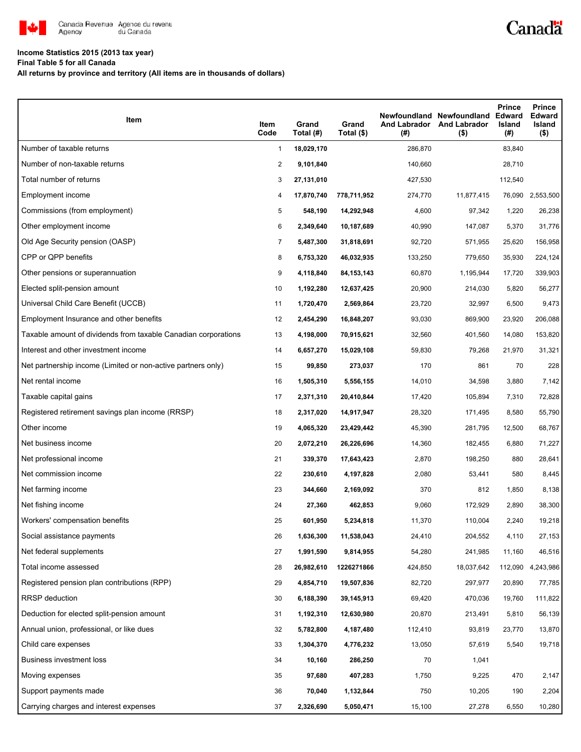Income Statistics 2015 (2013 tax year)

Final Table 5 for all Canada

All returns by province and territory (All items are in thousands of dollars)

| Item | Item Code | Grand Total (#) | Grand Total ($) | Newfoundland And Labrador (#) | Newfoundland And Labrador ($) | Prince Edward Island (#) | Prince Edward Island ($) |
|---|---|---|---|---|---|---|---|
| Number of taxable returns | 1 | **18,029,170** | | 286,870 | | 83,840 | |
| Number of non-taxable returns | 2 | **9,101,840** | | 140,660 | | 28,710 | |
| Total number of returns | 3 | **27,131,010** | | 427,530 | | 112,540 | |
| Employment income | 4 | **17,870,740** | **778,711,952** | 274,770 | 11,877,415 | 76,090 | 2,553,500 |
| Commissions (from employment) | 5 | **548,190** | **14,292,948** | 4,600 | 97,342 | 1,220 | 26,238 |
| Other employment income | 6 | **2,349,640** | **10,187,689** | 40,990 | 147,087 | 5,370 | 31,776 |
| Old Age Security pension (OASP) | 7 | **5,487,300** | **31,818,691** | 92,720 | 571,955 | 25,620 | 156,958 |
| CPP or QPP benefits | 8 | **6,753,320** | **46,032,935** | 133,250 | 779,650 | 35,930 | 224,124 |
| Other pensions or superannuation | 9 | **4,118,840** | **84,153,143** | 60,870 | 1,195,944 | 17,720 | 339,903 |
| Elected split-pension amount | 10 | **1,192,280** | **12,637,425** | 20,900 | 214,030 | 5,820 | 56,277 |
| Universal Child Care Benefit (UCCB) | 11 | **1,720,470** | **2,569,864** | 23,720 | 32,997 | 6,500 | 9,473 |
| Employment Insurance and other benefits | 12 | **2,454,290** | **16,848,207** | 93,030 | 869,900 | 23,920 | 206,088 |
| Taxable amount of dividends from taxable Canadian corporations | 13 | **4,198,000** | **70,915,621** | 32,560 | 401,560 | 14,080 | 153,820 |
| Interest and other investment income | 14 | **6,657,270** | **15,029,108** | 59,830 | 79,268 | 21,970 | 31,321 |
| Net partnership income (Limited or non-active partners only) | 15 | **99,850** | **273,037** | 170 | 861 | 70 | 228 |
| Net rental income | 16 | **1,505,310** | **5,556,155** | 14,010 | 34,598 | 3,880 | 7,142 |
| Taxable capital gains | 17 | **2,371,310** | **20,410,844** | 17,420 | 105,894 | 7,310 | 72,828 |
| Registered retirement savings plan income (RRSP) | 18 | **2,317,020** | **14,917,947** | 28,320 | 171,495 | 8,580 | 55,790 |
| Other income | 19 | **4,065,320** | **23,429,442** | 45,390 | 281,795 | 12,500 | 68,767 |
| Net business income | 20 | **2,072,210** | **26,226,696** | 14,360 | 182,455 | 6,880 | 71,227 |
| Net professional income | 21 | **339,370** | **17,643,423** | 2,870 | 198,250 | 880 | 28,641 |
| Net commission income | 22 | **230,610** | **4,197,828** | 2,080 | 53,441 | 580 | 8,445 |
| Net farming income | 23 | **344,660** | **2,169,092** | 370 | 812 | 1,850 | 8,138 |
| Net fishing income | 24 | **27,360** | **462,853** | 9,060 | 172,929 | 2,890 | 38,300 |
| Workers' compensation benefits | 25 | **601,950** | **5,234,818** | 11,370 | 110,004 | 2,240 | 19,218 |
| Social assistance payments | 26 | **1,636,300** | **11,538,043** | 24,410 | 204,552 | 4,110 | 27,153 |
| Net federal supplements | 27 | **1,991,590** | **9,814,955** | 54,280 | 241,985 | 11,160 | 46,516 |
| Total income assessed | 28 | **26,982,610** | **1226271866** | 424,850 | 18,037,642 | 112,090 | 4,243,986 |
| Registered pension plan contributions (RPP) | 29 | **4,854,710** | **19,507,836** | 82,720 | 297,977 | 20,890 | 77,785 |
| RRSP deduction | 30 | **6,188,390** | **39,145,913** | 69,420 | 470,036 | 19,760 | 111,822 |
| Deduction for elected split-pension amount | 31 | **1,192,310** | **12,630,980** | 20,870 | 213,491 | 5,810 | 56,139 |
| Annual union, professional, or like dues | 32 | **5,782,800** | **4,187,480** | 112,410 | 93,819 | 23,770 | 13,870 |
| Child care expenses | 33 | **1,304,370** | **4,776,232** | 13,050 | 57,619 | 5,540 | 19,718 |
| Business investment loss | 34 | **10,160** | **286,250** | 70 | 1,041 | | |
| Moving expenses | 35 | **97,680** | **407,283** | 1,750 | 9,225 | 470 | 2,147 |
| Support payments made | 36 | **70,040** | **1,132,844** | 750 | 10,205 | 190 | 2,204 |
| Carrying charges and interest expenses | 37 | **2,326,690** | **5,050,471** | 15,100 | 27,278 | 6,550 | 10,280 |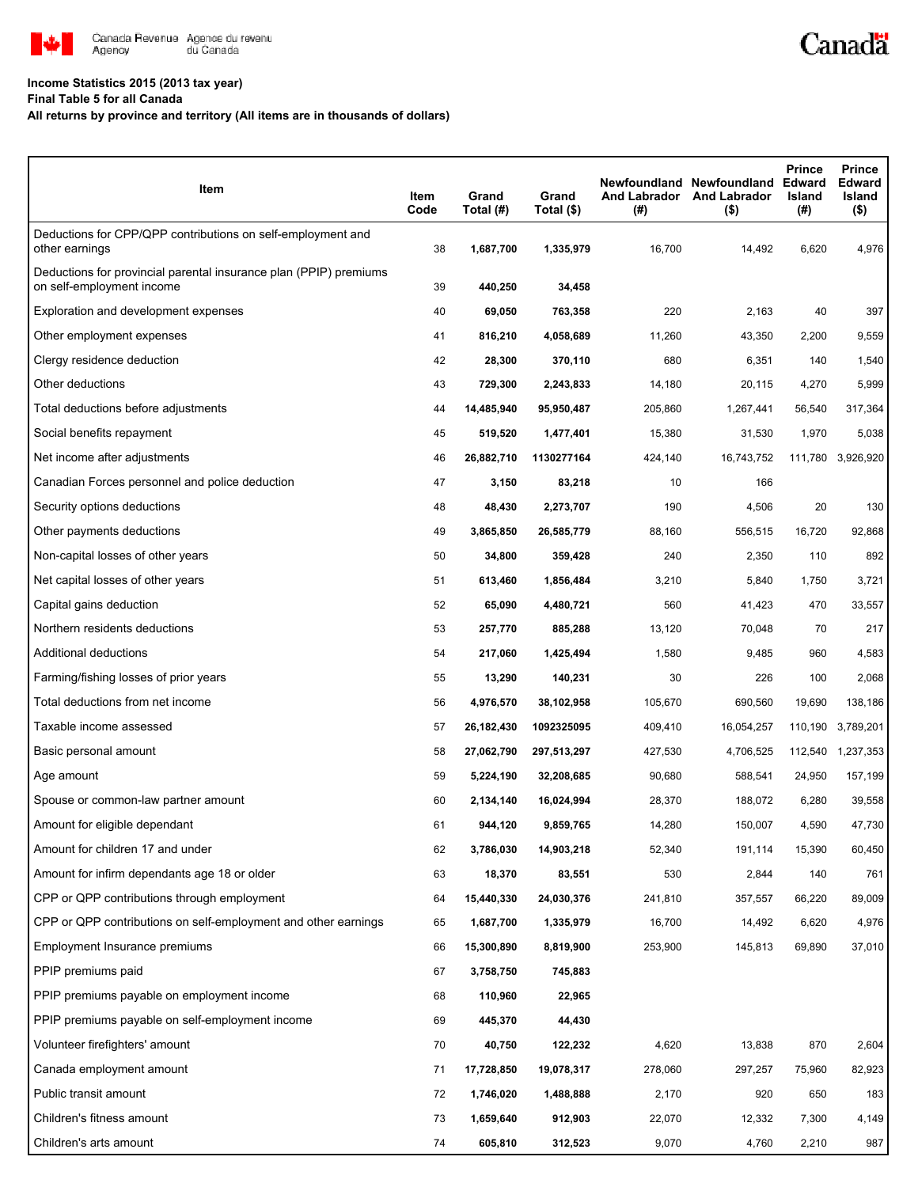**Income Statistics 2015 (2013 tax year)**
**Final Table 5 for all Canada**
**All returns by province and territory (All items are in thousands of dollars)**

| Item | Item Code | Grand Total (#) | Grand Total ($) | Newfoundland And Labrador (#) | Newfoundland And Labrador ($) | Prince Edward Island (#) | Prince Edward Island ($) |
|---|---|---|---|---|---|---|---|
| Deductions for CPP/QPP contributions on self-employment and other earnings | 38 | **1,687,700** | **1,335,979** | 16,700 | 14,492 | 6,620 | 4,976 |
| Deductions for provincial parental insurance plan (PPIP) premiums on self-employment income | 39 | **440,250** | **34,458** | | | | |
| Exploration and development expenses | 40 | **69,050** | **763,358** | 220 | 2,163 | 40 | 397 |
| Other employment expenses | 41 | **816,210** | **4,058,689** | 11,260 | 43,350 | 2,200 | 9,559 |
| Clergy residence deduction | 42 | **28,300** | **370,110** | 680 | 6,351 | 140 | 1,540 |
| Other deductions | 43 | **729,300** | **2,243,833** | 14,180 | 20,115 | 4,270 | 5,999 |
| Total deductions before adjustments | 44 | **14,485,940** | **95,950,487** | 205,860 | 1,267,441 | 56,540 | 317,364 |
| Social benefits repayment | 45 | **519,520** | **1,477,401** | 15,380 | 31,530 | 1,970 | 5,038 |
| Net income after adjustments | 46 | **26,882,710** | **1130277164** | 424,140 | 16,743,752 | 111,780 | 3,926,920 |
| Canadian Forces personnel and police deduction | 47 | **3,150** | **83,218** | 10 | 166 | | |
| Security options deductions | 48 | **48,430** | **2,273,707** | 190 | 4,506 | 20 | 130 |
| Other payments deductions | 49 | **3,865,850** | **26,585,779** | 88,160 | 556,515 | 16,720 | 92,868 |
| Non-capital losses of other years | 50 | **34,800** | **359,428** | 240 | 2,350 | 110 | 892 |
| Net capital losses of other years | 51 | **613,460** | **1,856,484** | 3,210 | 5,840 | 1,750 | 3,721 |
| Capital gains deduction | 52 | **65,090** | **4,480,721** | 560 | 41,423 | 470 | 33,557 |
| Northern residents deductions | 53 | **257,770** | **885,288** | 13,120 | 70,048 | 70 | 217 |
| Additional deductions | 54 | **217,060** | **1,425,494** | 1,580 | 9,485 | 960 | 4,583 |
| Farming/fishing losses of prior years | 55 | **13,290** | **140,231** | 30 | 226 | 100 | 2,068 |
| Total deductions from net income | 56 | **4,976,570** | **38,102,958** | 105,670 | 690,560 | 19,690 | 138,186 |
| Taxable income assessed | 57 | **26,182,430** | **1092325095** | 409,410 | 16,054,257 | 110,190 | 3,789,201 |
| Basic personal amount | 58 | **27,062,790** | **297,513,297** | 427,530 | 4,706,525 | 112,540 | 1,237,353 |
| Age amount | 59 | **5,224,190** | **32,208,685** | 90,680 | 588,541 | 24,950 | 157,199 |
| Spouse or common-law partner amount | 60 | **2,134,140** | **16,024,994** | 28,370 | 188,072 | 6,280 | 39,558 |
| Amount for eligible dependant | 61 | **944,120** | **9,859,765** | 14,280 | 150,007 | 4,590 | 47,730 |
| Amount for children 17 and under | 62 | **3,786,030** | **14,903,218** | 52,340 | 191,114 | 15,390 | 60,450 |
| Amount for infirm dependants age 18 or older | 63 | **18,370** | **83,551** | 530 | 2,844 | 140 | 761 |
| CPP or QPP contributions through employment | 64 | **15,440,330** | **24,030,376** | 241,810 | 357,557 | 66,220 | 89,009 |
| CPP or QPP contributions on self-employment and other earnings | 65 | **1,687,700** | **1,335,979** | 16,700 | 14,492 | 6,620 | 4,976 |
| Employment Insurance premiums | 66 | **15,300,890** | **8,819,900** | 253,900 | 145,813 | 69,890 | 37,010 |
| PPIP premiums paid | 67 | **3,758,750** | **745,883** | | | | |
| PPIP premiums payable on employment income | 68 | **110,960** | **22,965** | | | | |
| PPIP premiums payable on self-employment income | 69 | **445,370** | **44,430** | | | | |
| Volunteer firefighters' amount | 70 | **40,750** | **122,232** | 4,620 | 13,838 | 870 | 2,604 |
| Canada employment amount | 71 | **17,728,850** | **19,078,317** | 278,060 | 297,257 | 75,960 | 82,923 |
| Public transit amount | 72 | **1,746,020** | **1,488,888** | 2,170 | 920 | 650 | 183 |
| Children's fitness amount | 73 | **1,659,640** | **912,903** | 22,070 | 12,332 | 7,300 | 4,149 |
| Children's arts amount | 74 | **605,810** | **312,523** | 9,070 | 4,760 | 2,210 | 987 |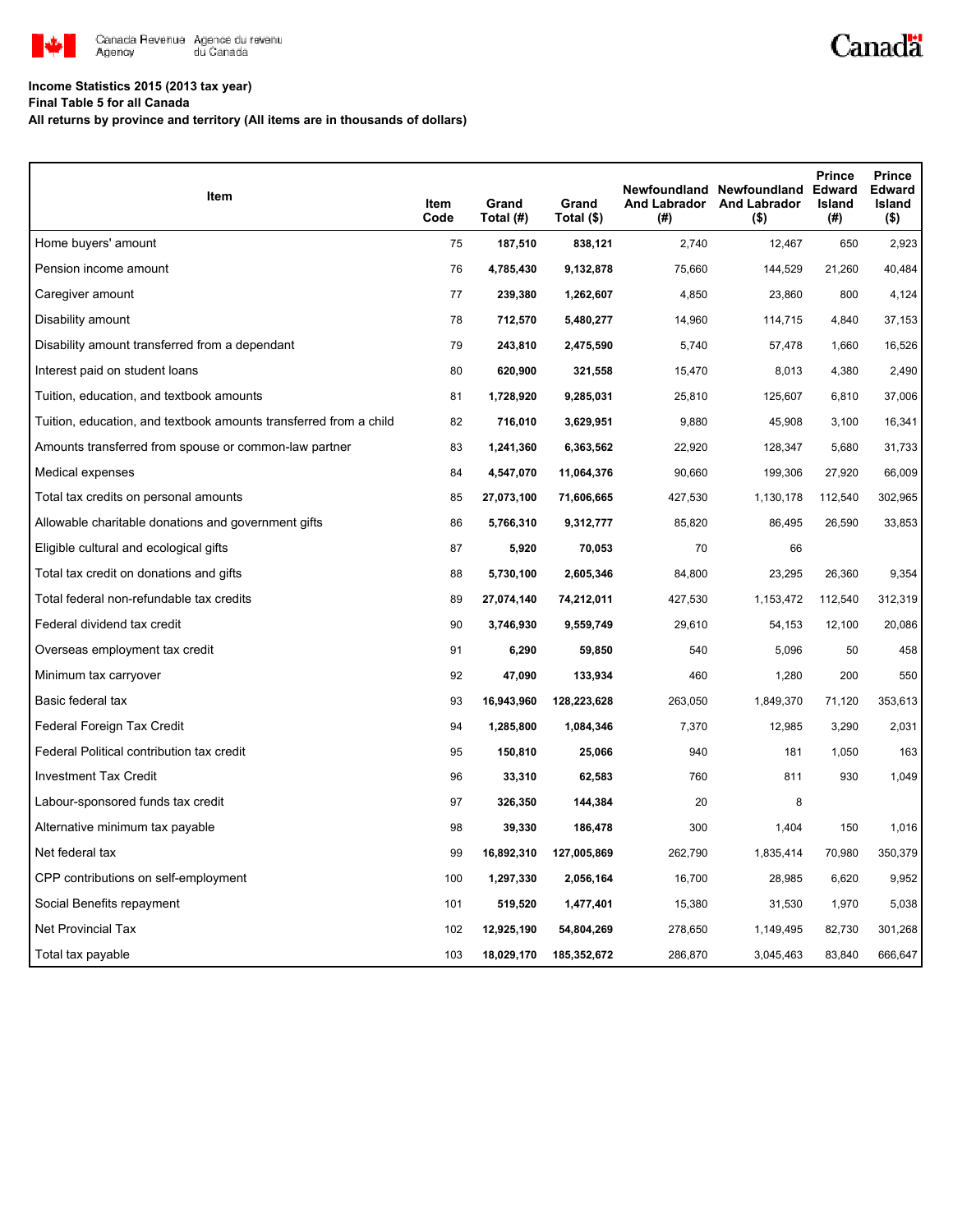**Income Statistics 2015 (2013 tax year)**

**Final Table 5 for all Canada**

**All returns by province and territory (All items are in thousands of dollars)**

| Item | Item Code | Grand Total (#) | Grand Total ($) | Newfoundland And Labrador (#) | Newfoundland And Labrador ($) | Prince Edward Island (#) | Prince Edward Island ($) |
|---|---|---|---|---|---|---|---|
| Home buyers' amount | 75 | **187,510** | **838,121** | 2,740 | 12,467 | 650 | 2,923 |
| Pension income amount | 76 | **4,785,430** | **9,132,878** | 75,660 | 144,529 | 21,260 | 40,484 |
| Caregiver amount | 77 | **239,380** | **1,262,607** | 4,850 | 23,860 | 800 | 4,124 |
| Disability amount | 78 | **712,570** | **5,480,277** | 14,960 | 114,715 | 4,840 | 37,153 |
| Disability amount transferred from a dependant | 79 | **243,810** | **2,475,590** | 5,740 | 57,478 | 1,660 | 16,526 |
| Interest paid on student loans | 80 | **620,900** | **321,558** | 15,470 | 8,013 | 4,380 | 2,490 |
| Tuition, education, and textbook amounts | 81 | **1,728,920** | **9,285,031** | 25,810 | 125,607 | 6,810 | 37,006 |
| Tuition, education, and textbook amounts transferred from a child | 82 | **716,010** | **3,629,951** | 9,880 | 45,908 | 3,100 | 16,341 |
| Amounts transferred from spouse or common-law partner | 83 | **1,241,360** | **6,363,562** | 22,920 | 128,347 | 5,680 | 31,733 |
| Medical expenses | 84 | **4,547,070** | **11,064,376** | 90,660 | 199,306 | 27,920 | 66,009 |
| Total tax credits on personal amounts | 85 | **27,073,100** | **71,606,665** | 427,530 | 1,130,178 | 112,540 | 302,965 |
| Allowable charitable donations and government gifts | 86 | **5,766,310** | **9,312,777** | 85,820 | 86,495 | 26,590 | 33,853 |
| Eligible cultural and ecological gifts | 87 | **5,920** | **70,053** | 70 | 66 | | |
| Total tax credit on donations and gifts | 88 | **5,730,100** | **2,605,346** | 84,800 | 23,295 | 26,360 | 9,354 |
| Total federal non-refundable tax credits | 89 | **27,074,140** | **74,212,011** | 427,530 | 1,153,472 | 112,540 | 312,319 |
| Federal dividend tax credit | 90 | **3,746,930** | **9,559,749** | 29,610 | 54,153 | 12,100 | 20,086 |
| Overseas employment tax credit | 91 | **6,290** | **59,850** | 540 | 5,096 | 50 | 458 |
| Minimum tax carryover | 92 | **47,090** | **133,934** | 460 | 1,280 | 200 | 550 |
| Basic federal tax | 93 | **16,943,960** | **128,223,628** | 263,050 | 1,849,370 | 71,120 | 353,613 |
| Federal Foreign Tax Credit | 94 | **1,285,800** | **1,084,346** | 7,370 | 12,985 | 3,290 | 2,031 |
| Federal Political contribution tax credit | 95 | **150,810** | **25,066** | 940 | 181 | 1,050 | 163 |
| Investment Tax Credit | 96 | **33,310** | **62,583** | 760 | 811 | 930 | 1,049 |
| Labour-sponsored funds tax credit | 97 | **326,350** | **144,384** | 20 | 8 | | |
| Alternative minimum tax payable | 98 | **39,330** | **186,478** | 300 | 1,404 | 150 | 1,016 |
| Net federal tax | 99 | **16,892,310** | **127,005,869** | 262,790 | 1,835,414 | 70,980 | 350,379 |
| CPP contributions on self-employment | 100 | **1,297,330** | **2,056,164** | 16,700 | 28,985 | 6,620 | 9,952 |
| Social Benefits repayment | 101 | **519,520** | **1,477,401** | 15,380 | 31,530 | 1,970 | 5,038 |
| Net Provincial Tax | 102 | **12,925,190** | **54,804,269** | 278,650 | 1,149,495 | 82,730 | 301,268 |
| Total tax payable | 103 | **18,029,170** | **185,352,672** | 286,870 | 3,045,463 | 83,840 | 666,647 |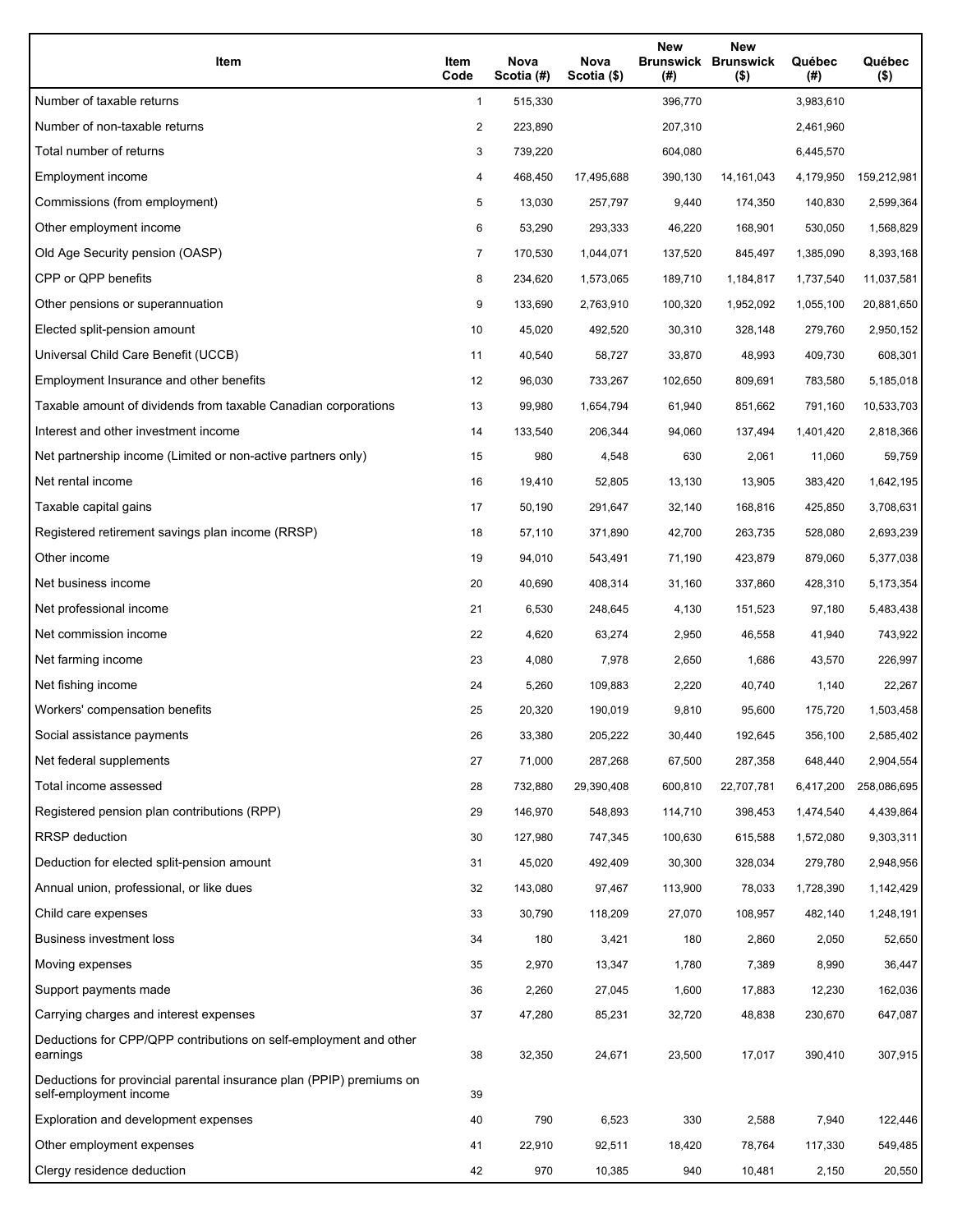| Item | Item Code | Nova Scotia (#) | Nova Scotia ($) | New Brunswick (#) | New Brunswick ($) | Québec (#) | Québec ($) |
|---|---|---|---|---|---|---|---|
| Number of taxable returns | 1 | 515,330 | | 396,770 | | 3,983,610 | |
| Number of non-taxable returns | 2 | 223,890 | | 207,310 | | 2,461,960 | |
| Total number of returns | 3 | 739,220 | | 604,080 | | 6,445,570 | |
| Employment income | 4 | 468,450 | 17,495,688 | 390,130 | 14,161,043 | 4,179,950 | 159,212,981 |
| Commissions (from employment) | 5 | 13,030 | 257,797 | 9,440 | 174,350 | 140,830 | 2,599,364 |
| Other employment income | 6 | 53,290 | 293,333 | 46,220 | 168,901 | 530,050 | 1,568,829 |
| Old Age Security pension (OASP) | 7 | 170,530 | 1,044,071 | 137,520 | 845,497 | 1,385,090 | 8,393,168 |
| CPP or QPP benefits | 8 | 234,620 | 1,573,065 | 189,710 | 1,184,817 | 1,737,540 | 11,037,581 |
| Other pensions or superannuation | 9 | 133,690 | 2,763,910 | 100,320 | 1,952,092 | 1,055,100 | 20,881,650 |
| Elected split-pension amount | 10 | 45,020 | 492,520 | 30,310 | 328,148 | 279,760 | 2,950,152 |
| Universal Child Care Benefit (UCCB) | 11 | 40,540 | 58,727 | 33,870 | 48,993 | 409,730 | 608,301 |
| Employment Insurance and other benefits | 12 | 96,030 | 733,267 | 102,650 | 809,691 | 783,580 | 5,185,018 |
| Taxable amount of dividends from taxable Canadian corporations | 13 | 99,980 | 1,654,794 | 61,940 | 851,662 | 791,160 | 10,533,703 |
| Interest and other investment income | 14 | 133,540 | 206,344 | 94,060 | 137,494 | 1,401,420 | 2,818,366 |
| Net partnership income (Limited or non-active partners only) | 15 | 980 | 4,548 | 630 | 2,061 | 11,060 | 59,759 |
| Net rental income | 16 | 19,410 | 52,805 | 13,130 | 13,905 | 383,420 | 1,642,195 |
| Taxable capital gains | 17 | 50,190 | 291,647 | 32,140 | 168,816 | 425,850 | 3,708,631 |
| Registered retirement savings plan income (RRSP) | 18 | 57,110 | 371,890 | 42,700 | 263,735 | 528,080 | 2,693,239 |
| Other income | 19 | 94,010 | 543,491 | 71,190 | 423,879 | 879,060 | 5,377,038 |
| Net business income | 20 | 40,690 | 408,314 | 31,160 | 337,860 | 428,310 | 5,173,354 |
| Net professional income | 21 | 6,530 | 248,645 | 4,130 | 151,523 | 97,180 | 5,483,438 |
| Net commission income | 22 | 4,620 | 63,274 | 2,950 | 46,558 | 41,940 | 743,922 |
| Net farming income | 23 | 4,080 | 7,978 | 2,650 | 1,686 | 43,570 | 226,997 |
| Net fishing income | 24 | 5,260 | 109,883 | 2,220 | 40,740 | 1,140 | 22,267 |
| Workers' compensation benefits | 25 | 20,320 | 190,019 | 9,810 | 95,600 | 175,720 | 1,503,458 |
| Social assistance payments | 26 | 33,380 | 205,222 | 30,440 | 192,645 | 356,100 | 2,585,402 |
| Net federal supplements | 27 | 71,000 | 287,268 | 67,500 | 287,358 | 648,440 | 2,904,554 |
| Total income assessed | 28 | 732,880 | 29,390,408 | 600,810 | 22,707,781 | 6,417,200 | 258,086,695 |
| Registered pension plan contributions (RPP) | 29 | 146,970 | 548,893 | 114,710 | 398,453 | 1,474,540 | 4,439,864 |
| RRSP deduction | 30 | 127,980 | 747,345 | 100,630 | 615,588 | 1,572,080 | 9,303,311 |
| Deduction for elected split-pension amount | 31 | 45,020 | 492,409 | 30,300 | 328,034 | 279,780 | 2,948,956 |
| Annual union, professional, or like dues | 32 | 143,080 | 97,467 | 113,900 | 78,033 | 1,728,390 | 1,142,429 |
| Child care expenses | 33 | 30,790 | 118,209 | 27,070 | 108,957 | 482,140 | 1,248,191 |
| Business investment loss | 34 | 180 | 3,421 | 180 | 2,860 | 2,050 | 52,650 |
| Moving expenses | 35 | 2,970 | 13,347 | 1,780 | 7,389 | 8,990 | 36,447 |
| Support payments made | 36 | 2,260 | 27,045 | 1,600 | 17,883 | 12,230 | 162,036 |
| Carrying charges and interest expenses | 37 | 47,280 | 85,231 | 32,720 | 48,838 | 230,670 | 647,087 |
| Deductions for CPP/QPP contributions on self-employment and other earnings | 38 | 32,350 | 24,671 | 23,500 | 17,017 | 390,410 | 307,915 |
| Deductions for provincial parental insurance plan (PPIP) premiums on self-employment income | 39 | | | | | | |
| Exploration and development expenses | 40 | 790 | 6,523 | 330 | 2,588 | 7,940 | 122,446 |
| Other employment expenses | 41 | 22,910 | 92,511 | 18,420 | 78,764 | 117,330 | 549,485 |
| Clergy residence deduction | 42 | 970 | 10,385 | 940 | 10,481 | 2,150 | 20,550 |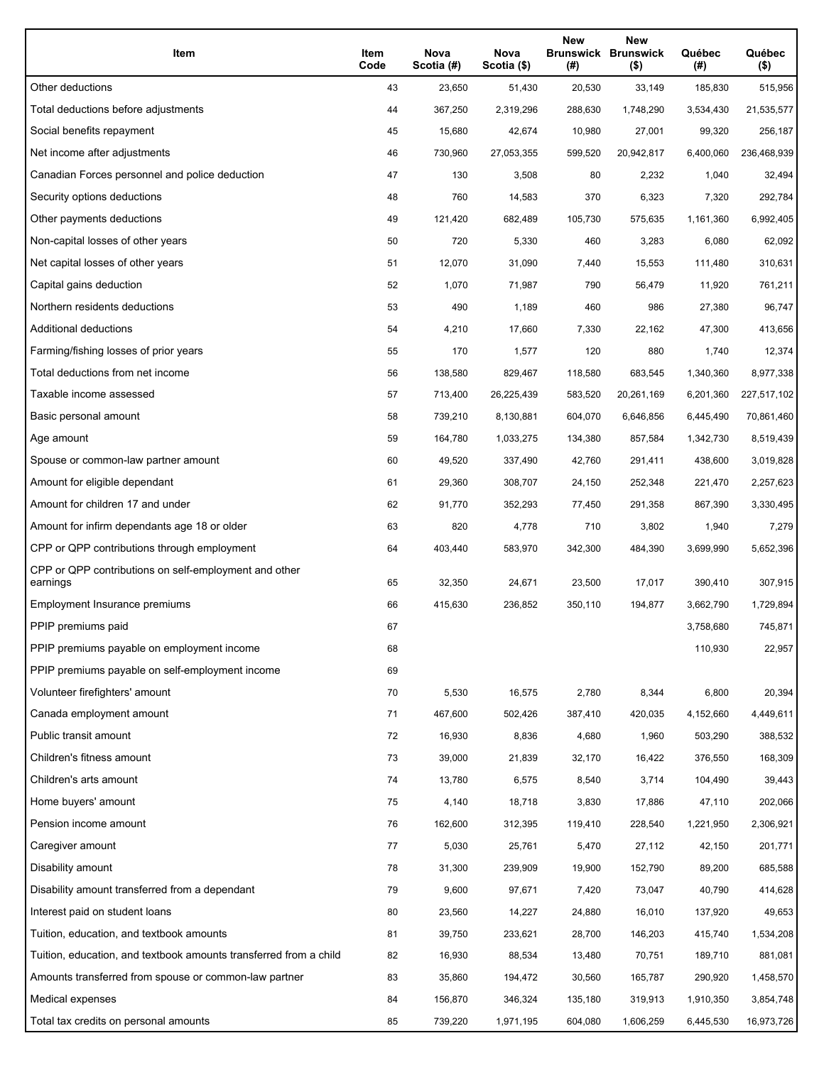| Item | Item Code | Nova Scotia (#) | Nova Scotia ($) | New Brunswick (#) | New Brunswick ($) | Québec (#) | Québec ($) |
|---|---|---|---|---|---|---|---|
| Other deductions | 43 | 23,650 | 51,430 | 20,530 | 33,149 | 185,830 | 515,956 |
| Total deductions before adjustments | 44 | 367,250 | 2,319,296 | 288,630 | 1,748,290 | 3,534,430 | 21,535,577 |
| Social benefits repayment | 45 | 15,680 | 42,674 | 10,980 | 27,001 | 99,320 | 256,187 |
| Net income after adjustments | 46 | 730,960 | 27,053,355 | 599,520 | 20,942,817 | 6,400,060 | 236,468,939 |
| Canadian Forces personnel and police deduction | 47 | 130 | 3,508 | 80 | 2,232 | 1,040 | 32,494 |
| Security options deductions | 48 | 760 | 14,583 | 370 | 6,323 | 7,320 | 292,784 |
| Other payments deductions | 49 | 121,420 | 682,489 | 105,730 | 575,635 | 1,161,360 | 6,992,405 |
| Non-capital losses of other years | 50 | 720 | 5,330 | 460 | 3,283 | 6,080 | 62,092 |
| Net capital losses of other years | 51 | 12,070 | 31,090 | 7,440 | 15,553 | 111,480 | 310,631 |
| Capital gains deduction | 52 | 1,070 | 71,987 | 790 | 56,479 | 11,920 | 761,211 |
| Northern residents deductions | 53 | 490 | 1,189 | 460 | 986 | 27,380 | 96,747 |
| Additional deductions | 54 | 4,210 | 17,660 | 7,330 | 22,162 | 47,300 | 413,656 |
| Farming/fishing losses of prior years | 55 | 170 | 1,577 | 120 | 880 | 1,740 | 12,374 |
| Total deductions from net income | 56 | 138,580 | 829,467 | 118,580 | 683,545 | 1,340,360 | 8,977,338 |
| Taxable income assessed | 57 | 713,400 | 26,225,439 | 583,520 | 20,261,169 | 6,201,360 | 227,517,102 |
| Basic personal amount | 58 | 739,210 | 8,130,881 | 604,070 | 6,646,856 | 6,445,490 | 70,861,460 |
| Age amount | 59 | 164,780 | 1,033,275 | 134,380 | 857,584 | 1,342,730 | 8,519,439 |
| Spouse or common-law partner amount | 60 | 49,520 | 337,490 | 42,760 | 291,411 | 438,600 | 3,019,828 |
| Amount for eligible dependant | 61 | 29,360 | 308,707 | 24,150 | 252,348 | 221,470 | 2,257,623 |
| Amount for children 17 and under | 62 | 91,770 | 352,293 | 77,450 | 291,358 | 867,390 | 3,330,495 |
| Amount for infirm dependants age 18 or older | 63 | 820 | 4,778 | 710 | 3,802 | 1,940 | 7,279 |
| CPP or QPP contributions through employment | 64 | 403,440 | 583,970 | 342,300 | 484,390 | 3,699,990 | 5,652,396 |
| CPP or QPP contributions on self-employment and other earnings | 65 | 32,350 | 24,671 | 23,500 | 17,017 | 390,410 | 307,915 |
| Employment Insurance premiums | 66 | 415,630 | 236,852 | 350,110 | 194,877 | 3,662,790 | 1,729,894 |
| PPIP premiums paid | 67 | | | | | 3,758,680 | 745,871 |
| PPIP premiums payable on employment income | 68 | | | | | 110,930 | 22,957 |
| PPIP premiums payable on self-employment income | 69 | | | | | | |
| Volunteer firefighters' amount | 70 | 5,530 | 16,575 | 2,780 | 8,344 | 6,800 | 20,394 |
| Canada employment amount | 71 | 467,600 | 502,426 | 387,410 | 420,035 | 4,152,660 | 4,449,611 |
| Public transit amount | 72 | 16,930 | 8,836 | 4,680 | 1,960 | 503,290 | 388,532 |
| Children's fitness amount | 73 | 39,000 | 21,839 | 32,170 | 16,422 | 376,550 | 168,309 |
| Children's arts amount | 74 | 13,780 | 6,575 | 8,540 | 3,714 | 104,490 | 39,443 |
| Home buyers' amount | 75 | 4,140 | 18,718 | 3,830 | 17,886 | 47,110 | 202,066 |
| Pension income amount | 76 | 162,600 | 312,395 | 119,410 | 228,540 | 1,221,950 | 2,306,921 |
| Caregiver amount | 77 | 5,030 | 25,761 | 5,470 | 27,112 | 42,150 | 201,771 |
| Disability amount | 78 | 31,300 | 239,909 | 19,900 | 152,790 | 89,200 | 685,588 |
| Disability amount transferred from a dependant | 79 | 9,600 | 97,671 | 7,420 | 73,047 | 40,790 | 414,628 |
| Interest paid on student loans | 80 | 23,560 | 14,227 | 24,880 | 16,010 | 137,920 | 49,653 |
| Tuition, education, and textbook amounts | 81 | 39,750 | 233,621 | 28,700 | 146,203 | 415,740 | 1,534,208 |
| Tuition, education, and textbook amounts transferred from a child | 82 | 16,930 | 88,534 | 13,480 | 70,751 | 189,710 | 881,081 |
| Amounts transferred from spouse or common-law partner | 83 | 35,860 | 194,472 | 30,560 | 165,787 | 290,920 | 1,458,570 |
| Medical expenses | 84 | 156,870 | 346,324 | 135,180 | 319,913 | 1,910,350 | 3,854,748 |
| Total tax credits on personal amounts | 85 | 739,220 | 1,971,195 | 604,080 | 1,606,259 | 6,445,530 | 16,973,726 |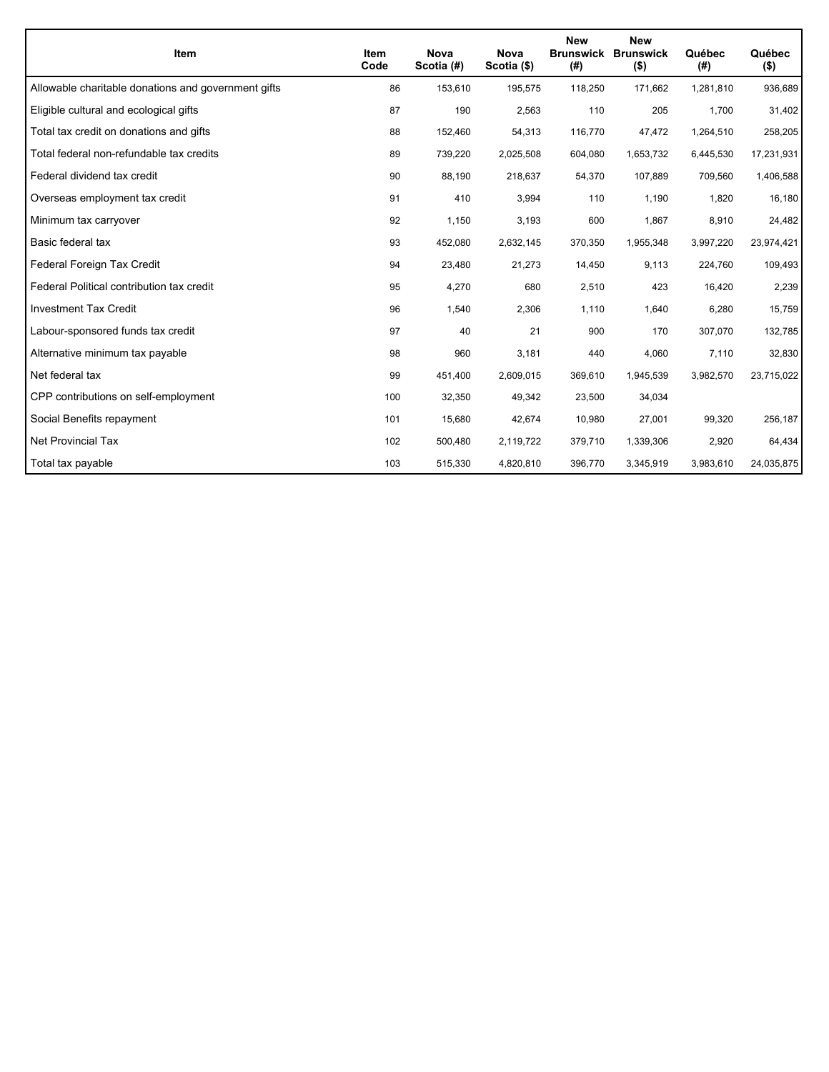| Item | Item Code | Nova Scotia (#) | Nova Scotia ($) | New Brunswick (#) | New Brunswick ($) | Québec (#) | Québec ($) |
|---|---|---|---|---|---|---|---|
| Allowable charitable donations and government gifts | 86 | 153,610 | 195,575 | 118,250 | 171,662 | 1,281,810 | 936,689 |
| Eligible cultural and ecological gifts | 87 | 190 | 2,563 | 110 | 205 | 1,700 | 31,402 |
| Total tax credit on donations and gifts | 88 | 152,460 | 54,313 | 116,770 | 47,472 | 1,264,510 | 258,205 |
| Total federal non-refundable tax credits | 89 | 739,220 | 2,025,508 | 604,080 | 1,653,732 | 6,445,530 | 17,231,931 |
| Federal dividend tax credit | 90 | 88,190 | 218,637 | 54,370 | 107,889 | 709,560 | 1,406,588 |
| Overseas employment tax credit | 91 | 410 | 3,994 | 110 | 1,190 | 1,820 | 16,180 |
| Minimum tax carryover | 92 | 1,150 | 3,193 | 600 | 1,867 | 8,910 | 24,482 |
| Basic federal tax | 93 | 452,080 | 2,632,145 | 370,350 | 1,955,348 | 3,997,220 | 23,974,421 |
| Federal Foreign Tax Credit | 94 | 23,480 | 21,273 | 14,450 | 9,113 | 224,760 | 109,493 |
| Federal Political contribution tax credit | 95 | 4,270 | 680 | 2,510 | 423 | 16,420 | 2,239 |
| Investment Tax Credit | 96 | 1,540 | 2,306 | 1,110 | 1,640 | 6,280 | 15,759 |
| Labour-sponsored funds tax credit | 97 | 40 | 21 | 900 | 170 | 307,070 | 132,785 |
| Alternative minimum tax payable | 98 | 960 | 3,181 | 440 | 4,060 | 7,110 | 32,830 |
| Net federal tax | 99 | 451,400 | 2,609,015 | 369,610 | 1,945,539 | 3,982,570 | 23,715,022 |
| CPP contributions on self-employment | 100 | 32,350 | 49,342 | 23,500 | 34,034 | | |
| Social Benefits repayment | 101 | 15,680 | 42,674 | 10,980 | 27,001 | 99,320 | 256,187 |
| Net Provincial Tax | 102 | 500,480 | 2,119,722 | 379,710 | 1,339,306 | 2,920 | 64,434 |
| Total tax payable | 103 | 515,330 | 4,820,810 | 396,770 | 3,345,919 | 3,983,610 | 24,035,875 |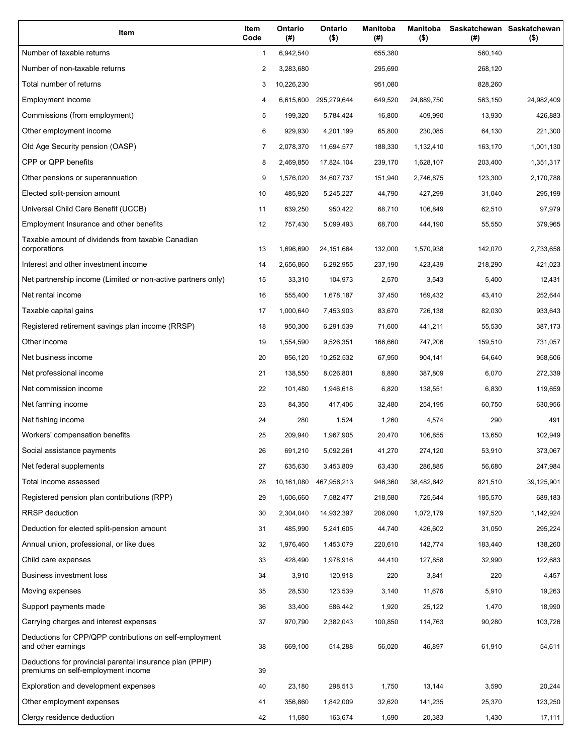| Item | Item Code | Ontario (#) | Ontario ($) | Manitoba (#) | Manitoba ($) | Saskatchewan (#) | Saskatchewan ($) |
|---|---|---|---|---|---|---|---|
| Number of taxable returns | 1 | 6,942,540 | | 655,380 | | 560,140 | |
| Number of non-taxable returns | 2 | 3,283,680 | | 295,690 | | 268,120 | |
| Total number of returns | 3 | 10,226,230 | | 951,080 | | 828,260 | |
| Employment income | 4 | 6,615,600 | 295,279,644 | 649,520 | 24,889,750 | 563,150 | 24,982,409 |
| Commissions (from employment) | 5 | 199,320 | 5,784,424 | 16,800 | 409,990 | 13,930 | 426,883 |
| Other employment income | 6 | 929,930 | 4,201,199 | 65,800 | 230,085 | 64,130 | 221,300 |
| Old Age Security pension (OASP) | 7 | 2,078,370 | 11,694,577 | 188,330 | 1,132,410 | 163,170 | 1,001,130 |
| CPP or QPP benefits | 8 | 2,469,850 | 17,824,104 | 239,170 | 1,628,107 | 203,400 | 1,351,317 |
| Other pensions or superannuation | 9 | 1,576,020 | 34,607,737 | 151,940 | 2,746,875 | 123,300 | 2,170,788 |
| Elected split-pension amount | 10 | 485,920 | 5,245,227 | 44,790 | 427,299 | 31,040 | 295,199 |
| Universal Child Care Benefit (UCCB) | 11 | 639,250 | 950,422 | 68,710 | 106,849 | 62,510 | 97,979 |
| Employment Insurance and other benefits | 12 | 757,430 | 5,099,493 | 68,700 | 444,190 | 55,550 | 379,965 |
| Taxable amount of dividends from taxable Canadian corporations | 13 | 1,696,690 | 24,151,664 | 132,000 | 1,570,938 | 142,070 | 2,733,658 |
| Interest and other investment income | 14 | 2,656,860 | 6,292,955 | 237,190 | 423,439 | 218,290 | 421,023 |
| Net partnership income (Limited or non-active partners only) | 15 | 33,310 | 104,973 | 2,570 | 3,543 | 5,400 | 12,431 |
| Net rental income | 16 | 555,400 | 1,678,187 | 37,450 | 169,432 | 43,410 | 252,644 |
| Taxable capital gains | 17 | 1,000,640 | 7,453,903 | 83,670 | 726,138 | 82,030 | 933,643 |
| Registered retirement savings plan income (RRSP) | 18 | 950,300 | 6,291,539 | 71,600 | 441,211 | 55,530 | 387,173 |
| Other income | 19 | 1,554,590 | 9,526,351 | 166,660 | 747,206 | 159,510 | 731,057 |
| Net business income | 20 | 856,120 | 10,252,532 | 67,950 | 904,141 | 64,640 | 958,606 |
| Net professional income | 21 | 138,550 | 8,026,801 | 8,890 | 387,809 | 6,070 | 272,339 |
| Net commission income | 22 | 101,480 | 1,946,618 | 6,820 | 138,551 | 6,830 | 119,659 |
| Net farming income | 23 | 84,350 | 417,406 | 32,480 | 254,195 | 60,750 | 630,956 |
| Net fishing income | 24 | 280 | 1,524 | 1,260 | 4,574 | 290 | 491 |
| Workers' compensation benefits | 25 | 209,940 | 1,967,905 | 20,470 | 106,855 | 13,650 | 102,949 |
| Social assistance payments | 26 | 691,210 | 5,092,261 | 41,270 | 274,120 | 53,910 | 373,067 |
| Net federal supplements | 27 | 635,630 | 3,453,809 | 63,430 | 286,885 | 56,680 | 247,984 |
| Total income assessed | 28 | 10,161,080 | 467,956,213 | 946,360 | 38,482,642 | 821,510 | 39,125,901 |
| Registered pension plan contributions (RPP) | 29 | 1,606,660 | 7,582,477 | 218,580 | 725,644 | 185,570 | 689,183 |
| RRSP deduction | 30 | 2,304,040 | 14,932,397 | 206,090 | 1,072,179 | 197,520 | 1,142,924 |
| Deduction for elected split-pension amount | 31 | 485,990 | 5,241,605 | 44,740 | 426,602 | 31,050 | 295,224 |
| Annual union, professional, or like dues | 32 | 1,976,460 | 1,453,079 | 220,610 | 142,774 | 183,440 | 138,260 |
| Child care expenses | 33 | 428,490 | 1,978,916 | 44,410 | 127,858 | 32,990 | 122,683 |
| Business investment loss | 34 | 3,910 | 120,918 | 220 | 3,841 | 220 | 4,457 |
| Moving expenses | 35 | 28,530 | 123,539 | 3,140 | 11,676 | 5,910 | 19,263 |
| Support payments made | 36 | 33,400 | 586,442 | 1,920 | 25,122 | 1,470 | 18,990 |
| Carrying charges and interest expenses | 37 | 970,790 | 2,382,043 | 100,850 | 114,763 | 90,280 | 103,726 |
| Deductions for CPP/QPP contributions on self-employment and other earnings | 38 | 669,100 | 514,288 | 56,020 | 46,897 | 61,910 | 54,611 |
| Deductions for provincial parental insurance plan (PPIP) premiums on self-employment income | 39 | | | | | | |
| Exploration and development expenses | 40 | 23,180 | 298,513 | 1,750 | 13,144 | 3,590 | 20,244 |
| Other employment expenses | 41 | 356,860 | 1,842,009 | 32,620 | 141,235 | 25,370 | 123,250 |
| Clergy residence deduction | 42 | 11,680 | 163,674 | 1,690 | 20,383 | 1,430 | 17,111 |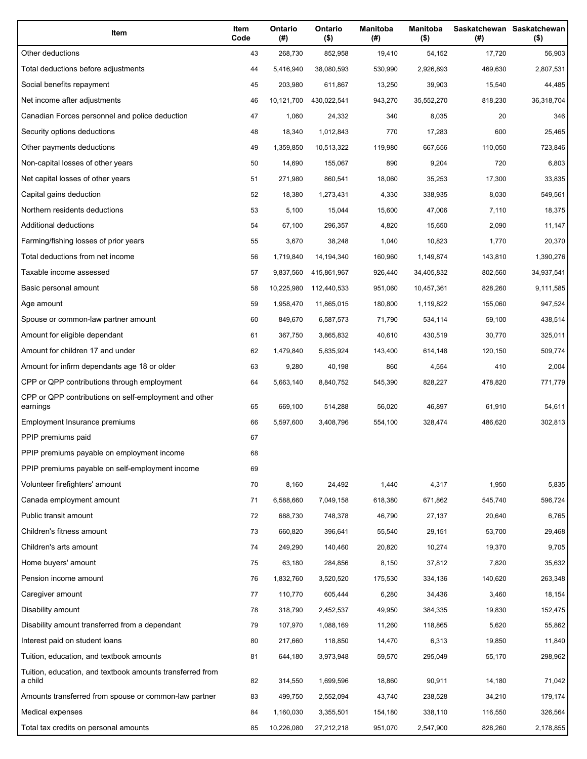| Item | Item Code | Ontario (#) | Ontario ($) | Manitoba (#) | Manitoba ($) | Saskatchewan (#) | Saskatchewan ($) |
|---|---|---|---|---|---|---|---|
| Other deductions | 43 | 268,730 | 852,958 | 19,410 | 54,152 | 17,720 | 56,903 |
| Total deductions before adjustments | 44 | 5,416,940 | 38,080,593 | 530,990 | 2,926,893 | 469,630 | 2,807,531 |
| Social benefits repayment | 45 | 203,980 | 611,867 | 13,250 | 39,903 | 15,540 | 44,485 |
| Net income after adjustments | 46 | 10,121,700 | 430,022,541 | 943,270 | 35,552,270 | 818,230 | 36,318,704 |
| Canadian Forces personnel and police deduction | 47 | 1,060 | 24,332 | 340 | 8,035 | 20 | 346 |
| Security options deductions | 48 | 18,340 | 1,012,843 | 770 | 17,283 | 600 | 25,465 |
| Other payments deductions | 49 | 1,359,850 | 10,513,322 | 119,980 | 667,656 | 110,050 | 723,846 |
| Non-capital losses of other years | 50 | 14,690 | 155,067 | 890 | 9,204 | 720 | 6,803 |
| Net capital losses of other years | 51 | 271,980 | 860,541 | 18,060 | 35,253 | 17,300 | 33,835 |
| Capital gains deduction | 52 | 18,380 | 1,273,431 | 4,330 | 338,935 | 8,030 | 549,561 |
| Northern residents deductions | 53 | 5,100 | 15,044 | 15,600 | 47,006 | 7,110 | 18,375 |
| Additional deductions | 54 | 67,100 | 296,357 | 4,820 | 15,650 | 2,090 | 11,147 |
| Farming/fishing losses of prior years | 55 | 3,670 | 38,248 | 1,040 | 10,823 | 1,770 | 20,370 |
| Total deductions from net income | 56 | 1,719,840 | 14,194,340 | 160,960 | 1,149,874 | 143,810 | 1,390,276 |
| Taxable income assessed | 57 | 9,837,560 | 415,861,967 | 926,440 | 34,405,832 | 802,560 | 34,937,541 |
| Basic personal amount | 58 | 10,225,980 | 112,440,533 | 951,060 | 10,457,361 | 828,260 | 9,111,585 |
| Age amount | 59 | 1,958,470 | 11,865,015 | 180,800 | 1,119,822 | 155,060 | 947,524 |
| Spouse or common-law partner amount | 60 | 849,670 | 6,587,573 | 71,790 | 534,114 | 59,100 | 438,514 |
| Amount for eligible dependant | 61 | 367,750 | 3,865,832 | 40,610 | 430,519 | 30,770 | 325,011 |
| Amount for children 17 and under | 62 | 1,479,840 | 5,835,924 | 143,400 | 614,148 | 120,150 | 509,774 |
| Amount for infirm dependants age 18 or older | 63 | 9,280 | 40,198 | 860 | 4,554 | 410 | 2,004 |
| CPP or QPP contributions through employment | 64 | 5,663,140 | 8,840,752 | 545,390 | 828,227 | 478,820 | 771,779 |
| CPP or QPP contributions on self-employment and other earnings | 65 | 669,100 | 514,288 | 56,020 | 46,897 | 61,910 | 54,611 |
| Employment Insurance premiums | 66 | 5,597,600 | 3,408,796 | 554,100 | 328,474 | 486,620 | 302,813 |
| PPIP premiums paid | 67 | | | | | | |
| PPIP premiums payable on employment income | 68 | | | | | | |
| PPIP premiums payable on self-employment income | 69 | | | | | | |
| Volunteer firefighters' amount | 70 | 8,160 | 24,492 | 1,440 | 4,317 | 1,950 | 5,835 |
| Canada employment amount | 71 | 6,588,660 | 7,049,158 | 618,380 | 671,862 | 545,740 | 596,724 |
| Public transit amount | 72 | 688,730 | 748,378 | 46,790 | 27,137 | 20,640 | 6,765 |
| Children's fitness amount | 73 | 660,820 | 396,641 | 55,540 | 29,151 | 53,700 | 29,468 |
| Children's arts amount | 74 | 249,290 | 140,460 | 20,820 | 10,274 | 19,370 | 9,705 |
| Home buyers' amount | 75 | 63,180 | 284,856 | 8,150 | 37,812 | 7,820 | 35,632 |
| Pension income amount | 76 | 1,832,760 | 3,520,520 | 175,530 | 334,136 | 140,620 | 263,348 |
| Caregiver amount | 77 | 110,770 | 605,444 | 6,280 | 34,436 | 3,460 | 18,154 |
| Disability amount | 78 | 318,790 | 2,452,537 | 49,950 | 384,335 | 19,830 | 152,475 |
| Disability amount transferred from a dependant | 79 | 107,970 | 1,088,169 | 11,260 | 118,865 | 5,620 | 55,862 |
| Interest paid on student loans | 80 | 217,660 | 118,850 | 14,470 | 6,313 | 19,850 | 11,840 |
| Tuition, education, and textbook amounts | 81 | 644,180 | 3,973,948 | 59,570 | 295,049 | 55,170 | 298,962 |
| Tuition, education, and textbook amounts transferred from a child | 82 | 314,550 | 1,699,596 | 18,860 | 90,911 | 14,180 | 71,042 |
| Amounts transferred from spouse or common-law partner | 83 | 499,750 | 2,552,094 | 43,740 | 238,528 | 34,210 | 179,174 |
| Medical expenses | 84 | 1,160,030 | 3,355,501 | 154,180 | 338,110 | 116,550 | 326,564 |
| Total tax credits on personal amounts | 85 | 10,226,080 | 27,212,218 | 951,070 | 2,547,900 | 828,260 | 2,178,855 |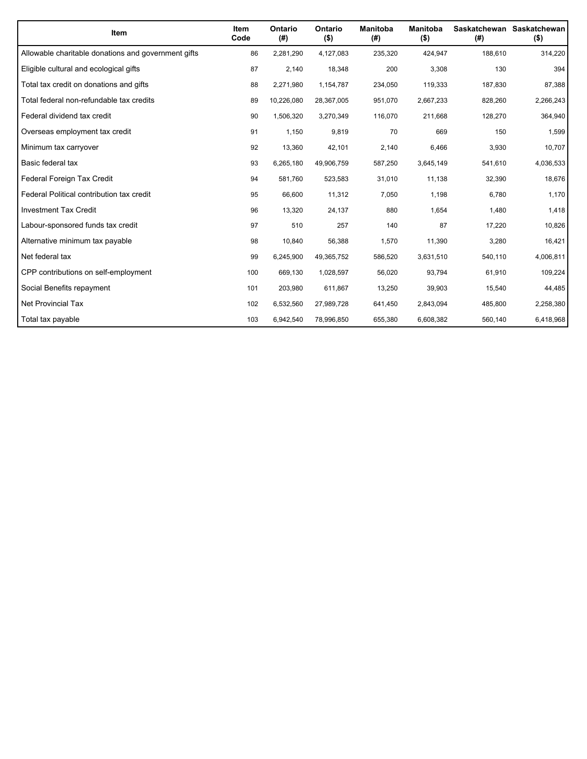| Item | Item Code | Ontario (#) | Ontario ($) | Manitoba (#) | Manitoba ($) | Saskatchewan (#) | Saskatchewan ($) |
|---|---|---|---|---|---|---|---|
| Allowable charitable donations and government gifts | 86 | 2,281,290 | 4,127,083 | 235,320 | 424,947 | 188,610 | 314,220 |
| Eligible cultural and ecological gifts | 87 | 2,140 | 18,348 | 200 | 3,308 | 130 | 394 |
| Total tax credit on donations and gifts | 88 | 2,271,980 | 1,154,787 | 234,050 | 119,333 | 187,830 | 87,388 |
| Total federal non-refundable tax credits | 89 | 10,226,080 | 28,367,005 | 951,070 | 2,667,233 | 828,260 | 2,266,243 |
| Federal dividend tax credit | 90 | 1,506,320 | 3,270,349 | 116,070 | 211,668 | 128,270 | 364,940 |
| Overseas employment tax credit | 91 | 1,150 | 9,819 | 70 | 669 | 150 | 1,599 |
| Minimum tax carryover | 92 | 13,360 | 42,101 | 2,140 | 6,466 | 3,930 | 10,707 |
| Basic federal tax | 93 | 6,265,180 | 49,906,759 | 587,250 | 3,645,149 | 541,610 | 4,036,533 |
| Federal Foreign Tax Credit | 94 | 581,760 | 523,583 | 31,010 | 11,138 | 32,390 | 18,676 |
| Federal Political contribution tax credit | 95 | 66,600 | 11,312 | 7,050 | 1,198 | 6,780 | 1,170 |
| Investment Tax Credit | 96 | 13,320 | 24,137 | 880 | 1,654 | 1,480 | 1,418 |
| Labour-sponsored funds tax credit | 97 | 510 | 257 | 140 | 87 | 17,220 | 10,826 |
| Alternative minimum tax payable | 98 | 10,840 | 56,388 | 1,570 | 11,390 | 3,280 | 16,421 |
| Net federal tax | 99 | 6,245,900 | 49,365,752 | 586,520 | 3,631,510 | 540,110 | 4,006,811 |
| CPP contributions on self-employment | 100 | 669,130 | 1,028,597 | 56,020 | 93,794 | 61,910 | 109,224 |
| Social Benefits repayment | 101 | 203,980 | 611,867 | 13,250 | 39,903 | 15,540 | 44,485 |
| Net Provincial Tax | 102 | 6,532,560 | 27,989,728 | 641,450 | 2,843,094 | 485,800 | 2,258,380 |
| Total tax payable | 103 | 6,942,540 | 78,996,850 | 655,380 | 6,608,382 | 560,140 | 6,418,968 |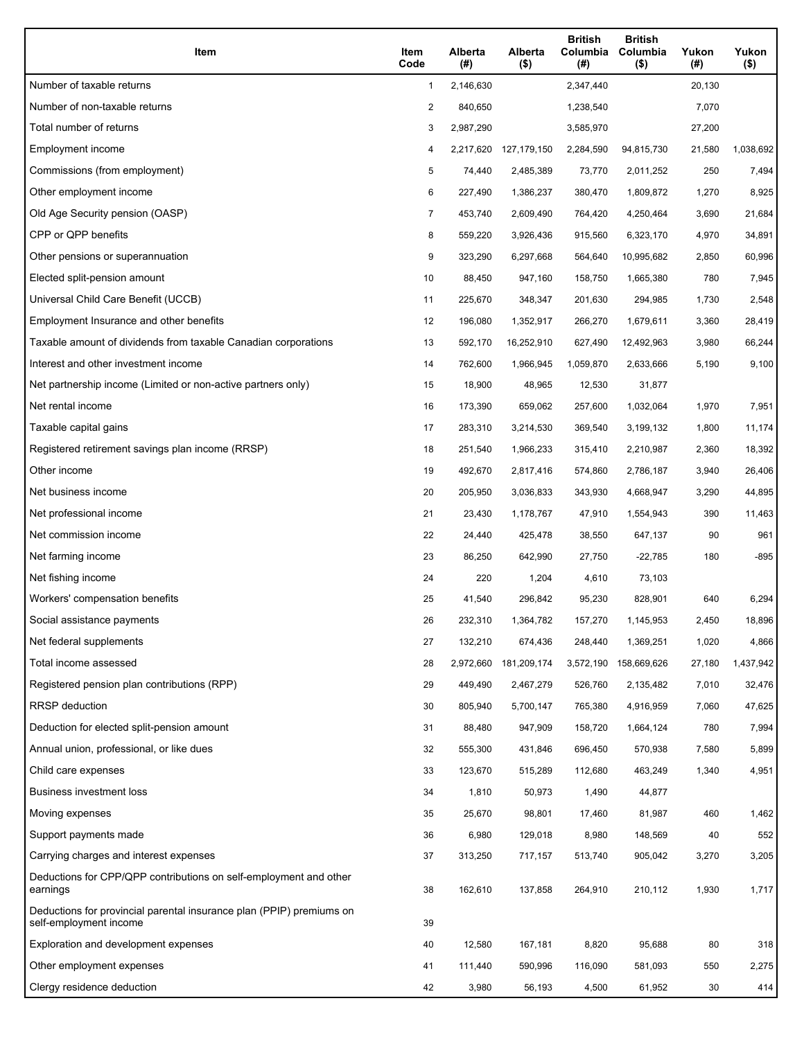| Item | Item Code | Alberta (#) | Alberta ($) | British Columbia (#) | British Columbia ($) | Yukon (#) | Yukon ($) |
| --- | --- | --- | --- | --- | --- | --- | --- |
| Number of taxable returns | 1 | 2,146,630 | | 2,347,440 | | 20,130 | |
| Number of non-taxable returns | 2 | 840,650 | | 1,238,540 | | 7,070 | |
| Total number of returns | 3 | 2,987,290 | | 3,585,970 | | 27,200 | |
| Employment income | 4 | 2,217,620 | 127,179,150 | 2,284,590 | 94,815,730 | 21,580 | 1,038,692 |
| Commissions (from employment) | 5 | 74,440 | 2,485,389 | 73,770 | 2,011,252 | 250 | 7,494 |
| Other employment income | 6 | 227,490 | 1,386,237 | 380,470 | 1,809,872 | 1,270 | 8,925 |
| Old Age Security pension (OASP) | 7 | 453,740 | 2,609,490 | 764,420 | 4,250,464 | 3,690 | 21,684 |
| CPP or QPP benefits | 8 | 559,220 | 3,926,436 | 915,560 | 6,323,170 | 4,970 | 34,891 |
| Other pensions or superannuation | 9 | 323,290 | 6,297,668 | 564,640 | 10,995,682 | 2,850 | 60,996 |
| Elected split-pension amount | 10 | 88,450 | 947,160 | 158,750 | 1,665,380 | 780 | 7,945 |
| Universal Child Care Benefit (UCCB) | 11 | 225,670 | 348,347 | 201,630 | 294,985 | 1,730 | 2,548 |
| Employment Insurance and other benefits | 12 | 196,080 | 1,352,917 | 266,270 | 1,679,611 | 3,360 | 28,419 |
| Taxable amount of dividends from taxable Canadian corporations | 13 | 592,170 | 16,252,910 | 627,490 | 12,492,963 | 3,980 | 66,244 |
| Interest and other investment income | 14 | 762,600 | 1,966,945 | 1,059,870 | 2,633,666 | 5,190 | 9,100 |
| Net partnership income (Limited or non-active partners only) | 15 | 18,900 | 48,965 | 12,530 | 31,877 | | |
| Net rental income | 16 | 173,390 | 659,062 | 257,600 | 1,032,064 | 1,970 | 7,951 |
| Taxable capital gains | 17 | 283,310 | 3,214,530 | 369,540 | 3,199,132 | 1,800 | 11,174 |
| Registered retirement savings plan income (RRSP) | 18 | 251,540 | 1,966,233 | 315,410 | 2,210,987 | 2,360 | 18,392 |
| Other income | 19 | 492,670 | 2,817,416 | 574,860 | 2,786,187 | 3,940 | 26,406 |
| Net business income | 20 | 205,950 | 3,036,833 | 343,930 | 4,668,947 | 3,290 | 44,895 |
| Net professional income | 21 | 23,430 | 1,178,767 | 47,910 | 1,554,943 | 390 | 11,463 |
| Net commission income | 22 | 24,440 | 425,478 | 38,550 | 647,137 | 90 | 961 |
| Net farming income | 23 | 86,250 | 642,990 | 27,750 | -22,785 | 180 | -895 |
| Net fishing income | 24 | 220 | 1,204 | 4,610 | 73,103 | | |
| Workers' compensation benefits | 25 | 41,540 | 296,842 | 95,230 | 828,901 | 640 | 6,294 |
| Social assistance payments | 26 | 232,310 | 1,364,782 | 157,270 | 1,145,953 | 2,450 | 18,896 |
| Net federal supplements | 27 | 132,210 | 674,436 | 248,440 | 1,369,251 | 1,020 | 4,866 |
| Total income assessed | 28 | 2,972,660 | 181,209,174 | 3,572,190 | 158,669,626 | 27,180 | 1,437,942 |
| Registered pension plan contributions (RPP) | 29 | 449,490 | 2,467,279 | 526,760 | 2,135,482 | 7,010 | 32,476 |
| RRSP deduction | 30 | 805,940 | 5,700,147 | 765,380 | 4,916,959 | 7,060 | 47,625 |
| Deduction for elected split-pension amount | 31 | 88,480 | 947,909 | 158,720 | 1,664,124 | 780 | 7,994 |
| Annual union, professional, or like dues | 32 | 555,300 | 431,846 | 696,450 | 570,938 | 7,580 | 5,899 |
| Child care expenses | 33 | 123,670 | 515,289 | 112,680 | 463,249 | 1,340 | 4,951 |
| Business investment loss | 34 | 1,810 | 50,973 | 1,490 | 44,877 | | |
| Moving expenses | 35 | 25,670 | 98,801 | 17,460 | 81,987 | 460 | 1,462 |
| Support payments made | 36 | 6,980 | 129,018 | 8,980 | 148,569 | 40 | 552 |
| Carrying charges and interest expenses | 37 | 313,250 | 717,157 | 513,740 | 905,042 | 3,270 | 3,205 |
| Deductions for CPP/QPP contributions on self-employment and other earnings | 38 | 162,610 | 137,858 | 264,910 | 210,112 | 1,930 | 1,717 |
| Deductions for provincial parental insurance plan (PPIP) premiums on self-employment income | 39 | | | | | | |
| Exploration and development expenses | 40 | 12,580 | 167,181 | 8,820 | 95,688 | 80 | 318 |
| Other employment expenses | 41 | 111,440 | 590,996 | 116,090 | 581,093 | 550 | 2,275 |
| Clergy residence deduction | 42 | 3,980 | 56,193 | 4,500 | 61,952 | 30 | 414 |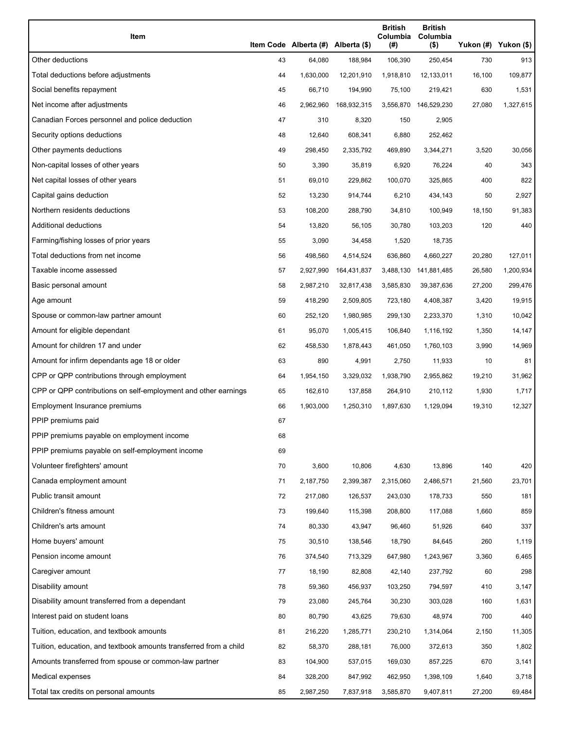| Item | Item Code | Alberta (#) | Alberta ($) | British Columbia (#) | British Columbia ($) | Yukon (#) | Yukon ($) |
| --- | --- | --- | --- | --- | --- | --- | --- |
| Other deductions | 43 | 64,080 | 188,984 | 106,390 | 250,454 | 730 | 913 |
| Total deductions before adjustments | 44 | 1,630,000 | 12,201,910 | 1,918,810 | 12,133,011 | 16,100 | 109,877 |
| Social benefits repayment | 45 | 66,710 | 194,990 | 75,100 | 219,421 | 630 | 1,531 |
| Net income after adjustments | 46 | 2,962,960 | 168,932,315 | 3,556,870 | 146,529,230 | 27,080 | 1,327,615 |
| Canadian Forces personnel and police deduction | 47 | 310 | 8,320 | 150 | 2,905 | | |
| Security options deductions | 48 | 12,640 | 608,341 | 6,880 | 252,462 | | |
| Other payments deductions | 49 | 298,450 | 2,335,792 | 469,890 | 3,344,271 | 3,520 | 30,056 |
| Non-capital losses of other years | 50 | 3,390 | 35,819 | 6,920 | 76,224 | 40 | 343 |
| Net capital losses of other years | 51 | 69,010 | 229,862 | 100,070 | 325,865 | 400 | 822 |
| Capital gains deduction | 52 | 13,230 | 914,744 | 6,210 | 434,143 | 50 | 2,927 |
| Northern residents deductions | 53 | 108,200 | 288,790 | 34,810 | 100,949 | 18,150 | 91,383 |
| Additional deductions | 54 | 13,820 | 56,105 | 30,780 | 103,203 | 120 | 440 |
| Farming/fishing losses of prior years | 55 | 3,090 | 34,458 | 1,520 | 18,735 | | |
| Total deductions from net income | 56 | 498,560 | 4,514,524 | 636,860 | 4,660,227 | 20,280 | 127,011 |
| Taxable income assessed | 57 | 2,927,990 | 164,431,837 | 3,488,130 | 141,881,485 | 26,580 | 1,200,934 |
| Basic personal amount | 58 | 2,987,210 | 32,817,438 | 3,585,830 | 39,387,636 | 27,200 | 299,476 |
| Age amount | 59 | 418,290 | 2,509,805 | 723,180 | 4,408,387 | 3,420 | 19,915 |
| Spouse or common-law partner amount | 60 | 252,120 | 1,980,985 | 299,130 | 2,233,370 | 1,310 | 10,042 |
| Amount for eligible dependant | 61 | 95,070 | 1,005,415 | 106,840 | 1,116,192 | 1,350 | 14,147 |
| Amount for children 17 and under | 62 | 458,530 | 1,878,443 | 461,050 | 1,760,103 | 3,990 | 14,969 |
| Amount for infirm dependants age 18 or older | 63 | 890 | 4,991 | 2,750 | 11,933 | 10 | 81 |
| CPP or QPP contributions through employment | 64 | 1,954,150 | 3,329,032 | 1,938,790 | 2,955,862 | 19,210 | 31,962 |
| CPP or QPP contributions on self-employment and other earnings | 65 | 162,610 | 137,858 | 264,910 | 210,112 | 1,930 | 1,717 |
| Employment Insurance premiums | 66 | 1,903,000 | 1,250,310 | 1,897,630 | 1,129,094 | 19,310 | 12,327 |
| PPIP premiums paid | 67 | | | | | | |
| PPIP premiums payable on employment income | 68 | | | | | | |
| PPIP premiums payable on self-employment income | 69 | | | | | | |
| Volunteer firefighters' amount | 70 | 3,600 | 10,806 | 4,630 | 13,896 | 140 | 420 |
| Canada employment amount | 71 | 2,187,750 | 2,399,387 | 2,315,060 | 2,486,571 | 21,560 | 23,701 |
| Public transit amount | 72 | 217,080 | 126,537 | 243,030 | 178,733 | 550 | 181 |
| Children's fitness amount | 73 | 199,640 | 115,398 | 208,800 | 117,088 | 1,660 | 859 |
| Children's arts amount | 74 | 80,330 | 43,947 | 96,460 | 51,926 | 640 | 337 |
| Home buyers' amount | 75 | 30,510 | 138,546 | 18,790 | 84,645 | 260 | 1,119 |
| Pension income amount | 76 | 374,540 | 713,329 | 647,980 | 1,243,967 | 3,360 | 6,465 |
| Caregiver amount | 77 | 18,190 | 82,808 | 42,140 | 237,792 | 60 | 298 |
| Disability amount | 78 | 59,360 | 456,937 | 103,250 | 794,597 | 410 | 3,147 |
| Disability amount transferred from a dependant | 79 | 23,080 | 245,764 | 30,230 | 303,028 | 160 | 1,631 |
| Interest paid on student loans | 80 | 80,790 | 43,625 | 79,630 | 48,974 | 700 | 440 |
| Tuition, education, and textbook amounts | 81 | 216,220 | 1,285,771 | 230,210 | 1,314,064 | 2,150 | 11,305 |
| Tuition, education, and textbook amounts transferred from a child | 82 | 58,370 | 288,181 | 76,000 | 372,613 | 350 | 1,802 |
| Amounts transferred from spouse or common-law partner | 83 | 104,900 | 537,015 | 169,030 | 857,225 | 670 | 3,141 |
| Medical expenses | 84 | 328,200 | 847,992 | 462,950 | 1,398,109 | 1,640 | 3,718 |
| Total tax credits on personal amounts | 85 | 2,987,250 | 7,837,918 | 3,585,870 | 9,407,811 | 27,200 | 69,484 |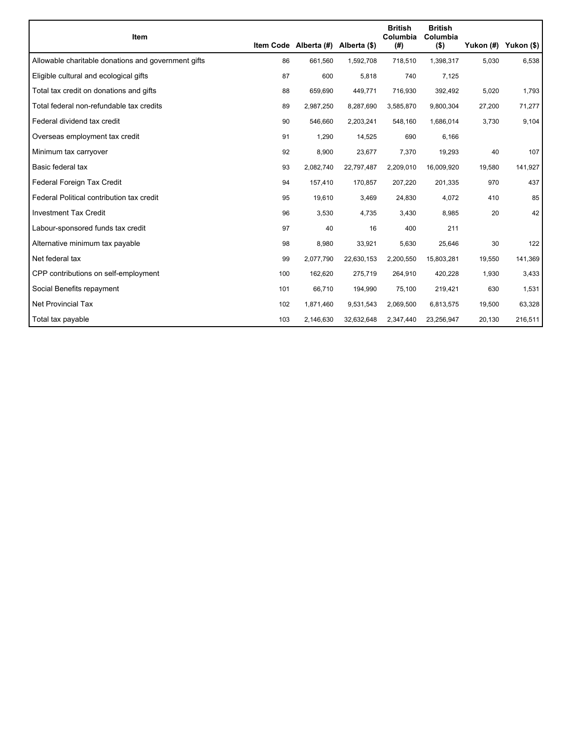| Item | Item Code | Alberta (#) | Alberta ($) | British Columbia (#) | British Columbia ($) | Yukon (#) | Yukon ($) |
|---|---|---|---|---|---|---|---|
| Allowable charitable donations and government gifts | 86 | 661,560 | 1,592,708 | 718,510 | 1,398,317 | 5,030 | 6,538 |
| Eligible cultural and ecological gifts | 87 | 600 | 5,818 | 740 | 7,125 | | |
| Total tax credit on donations and gifts | 88 | 659,690 | 449,771 | 716,930 | 392,492 | 5,020 | 1,793 |
| Total federal non-refundable tax credits | 89 | 2,987,250 | 8,287,690 | 3,585,870 | 9,800,304 | 27,200 | 71,277 |
| Federal dividend tax credit | 90 | 546,660 | 2,203,241 | 548,160 | 1,686,014 | 3,730 | 9,104 |
| Overseas employment tax credit | 91 | 1,290 | 14,525 | 690 | 6,166 | | |
| Minimum tax carryover | 92 | 8,900 | 23,677 | 7,370 | 19,293 | 40 | 107 |
| Basic federal tax | 93 | 2,082,740 | 22,797,487 | 2,209,010 | 16,009,920 | 19,580 | 141,927 |
| Federal Foreign Tax Credit | 94 | 157,410 | 170,857 | 207,220 | 201,335 | 970 | 437 |
| Federal Political contribution tax credit | 95 | 19,610 | 3,469 | 24,830 | 4,072 | 410 | 85 |
| Investment Tax Credit | 96 | 3,530 | 4,735 | 3,430 | 8,985 | 20 | 42 |
| Labour-sponsored funds tax credit | 97 | 40 | 16 | 400 | 211 | | |
| Alternative minimum tax payable | 98 | 8,980 | 33,921 | 5,630 | 25,646 | 30 | 122 |
| Net federal tax | 99 | 2,077,790 | 22,630,153 | 2,200,550 | 15,803,281 | 19,550 | 141,369 |
| CPP contributions on self-employment | 100 | 162,620 | 275,719 | 264,910 | 420,228 | 1,930 | 3,433 |
| Social Benefits repayment | 101 | 66,710 | 194,990 | 75,100 | 219,421 | 630 | 1,531 |
| Net Provincial Tax | 102 | 1,871,460 | 9,531,543 | 2,069,500 | 6,813,575 | 19,500 | 63,328 |
| Total tax payable | 103 | 2,146,630 | 32,632,648 | 2,347,440 | 23,256,947 | 20,130 | 216,511 |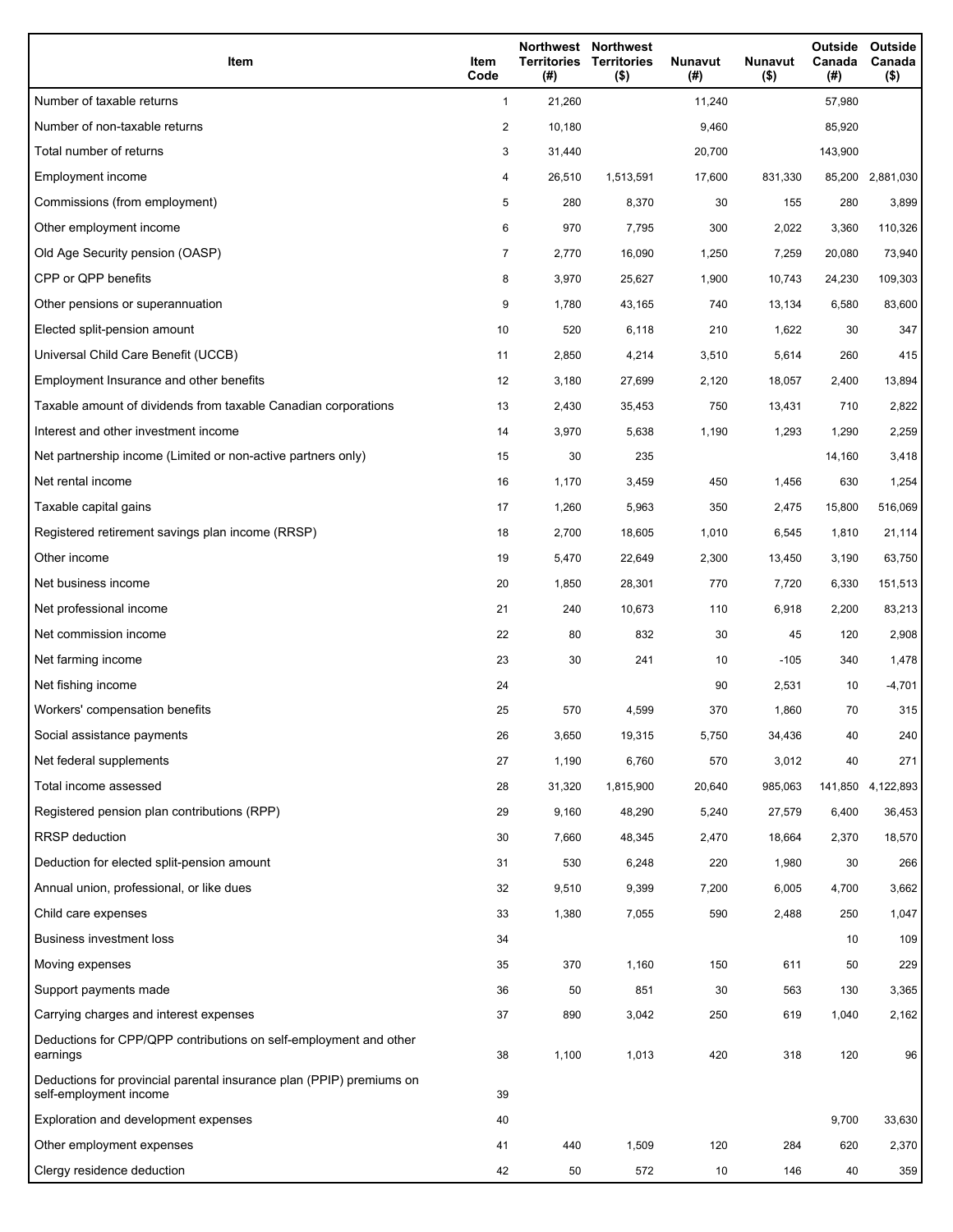| Item | Item Code | Northwest Territories (#) | Northwest Territories ($) | Nunavut (#) | Nunavut ($) | Outside Canada (#) | Outside Canada ($) |
| --- | --- | --- | --- | --- | --- | --- | --- |
| Number of taxable returns | 1 | 21,260 | | 11,240 | | 57,980 | |
| Number of non-taxable returns | 2 | 10,180 | | 9,460 | | 85,920 | |
| Total number of returns | 3 | 31,440 | | 20,700 | | 143,900 | |
| Employment income | 4 | 26,510 | 1,513,591 | 17,600 | 831,330 | 85,200 | 2,881,030 |
| Commissions (from employment) | 5 | 280 | 8,370 | 30 | 155 | 280 | 3,899 |
| Other employment income | 6 | 970 | 7,795 | 300 | 2,022 | 3,360 | 110,326 |
| Old Age Security pension (OASP) | 7 | 2,770 | 16,090 | 1,250 | 7,259 | 20,080 | 73,940 |
| CPP or QPP benefits | 8 | 3,970 | 25,627 | 1,900 | 10,743 | 24,230 | 109,303 |
| Other pensions or superannuation | 9 | 1,780 | 43,165 | 740 | 13,134 | 6,580 | 83,600 |
| Elected split-pension amount | 10 | 520 | 6,118 | 210 | 1,622 | 30 | 347 |
| Universal Child Care Benefit (UCCB) | 11 | 2,850 | 4,214 | 3,510 | 5,614 | 260 | 415 |
| Employment Insurance and other benefits | 12 | 3,180 | 27,699 | 2,120 | 18,057 | 2,400 | 13,894 |
| Taxable amount of dividends from taxable Canadian corporations | 13 | 2,430 | 35,453 | 750 | 13,431 | 710 | 2,822 |
| Interest and other investment income | 14 | 3,970 | 5,638 | 1,190 | 1,293 | 1,290 | 2,259 |
| Net partnership income (Limited or non-active partners only) | 15 | 30 | 235 | | | 14,160 | 3,418 |
| Net rental income | 16 | 1,170 | 3,459 | 450 | 1,456 | 630 | 1,254 |
| Taxable capital gains | 17 | 1,260 | 5,963 | 350 | 2,475 | 15,800 | 516,069 |
| Registered retirement savings plan income (RRSP) | 18 | 2,700 | 18,605 | 1,010 | 6,545 | 1,810 | 21,114 |
| Other income | 19 | 5,470 | 22,649 | 2,300 | 13,450 | 3,190 | 63,750 |
| Net business income | 20 | 1,850 | 28,301 | 770 | 7,720 | 6,330 | 151,513 |
| Net professional income | 21 | 240 | 10,673 | 110 | 6,918 | 2,200 | 83,213 |
| Net commission income | 22 | 80 | 832 | 30 | 45 | 120 | 2,908 |
| Net farming income | 23 | 30 | 241 | 10 | -105 | 340 | 1,478 |
| Net fishing income | 24 | | | 90 | 2,531 | 10 | -4,701 |
| Workers' compensation benefits | 25 | 570 | 4,599 | 370 | 1,860 | 70 | 315 |
| Social assistance payments | 26 | 3,650 | 19,315 | 5,750 | 34,436 | 40 | 240 |
| Net federal supplements | 27 | 1,190 | 6,760 | 570 | 3,012 | 40 | 271 |
| Total income assessed | 28 | 31,320 | 1,815,900 | 20,640 | 985,063 | 141,850 | 4,122,893 |
| Registered pension plan contributions (RPP) | 29 | 9,160 | 48,290 | 5,240 | 27,579 | 6,400 | 36,453 |
| RRSP deduction | 30 | 7,660 | 48,345 | 2,470 | 18,664 | 2,370 | 18,570 |
| Deduction for elected split-pension amount | 31 | 530 | 6,248 | 220 | 1,980 | 30 | 266 |
| Annual union, professional, or like dues | 32 | 9,510 | 9,399 | 7,200 | 6,005 | 4,700 | 3,662 |
| Child care expenses | 33 | 1,380 | 7,055 | 590 | 2,488 | 250 | 1,047 |
| Business investment loss | 34 | | | | | 10 | 109 |
| Moving expenses | 35 | 370 | 1,160 | 150 | 611 | 50 | 229 |
| Support payments made | 36 | 50 | 851 | 30 | 563 | 130 | 3,365 |
| Carrying charges and interest expenses | 37 | 890 | 3,042 | 250 | 619 | 1,040 | 2,162 |
| Deductions for CPP/QPP contributions on self-employment and other earnings | 38 | 1,100 | 1,013 | 420 | 318 | 120 | 96 |
| Deductions for provincial parental insurance plan (PPIP) premiums on self-employment income | 39 | | | | | | |
| Exploration and development expenses | 40 | | | | | 9,700 | 33,630 |
| Other employment expenses | 41 | 440 | 1,509 | 120 | 284 | 620 | 2,370 |
| Clergy residence deduction | 42 | 50 | 572 | 10 | 146 | 40 | 359 |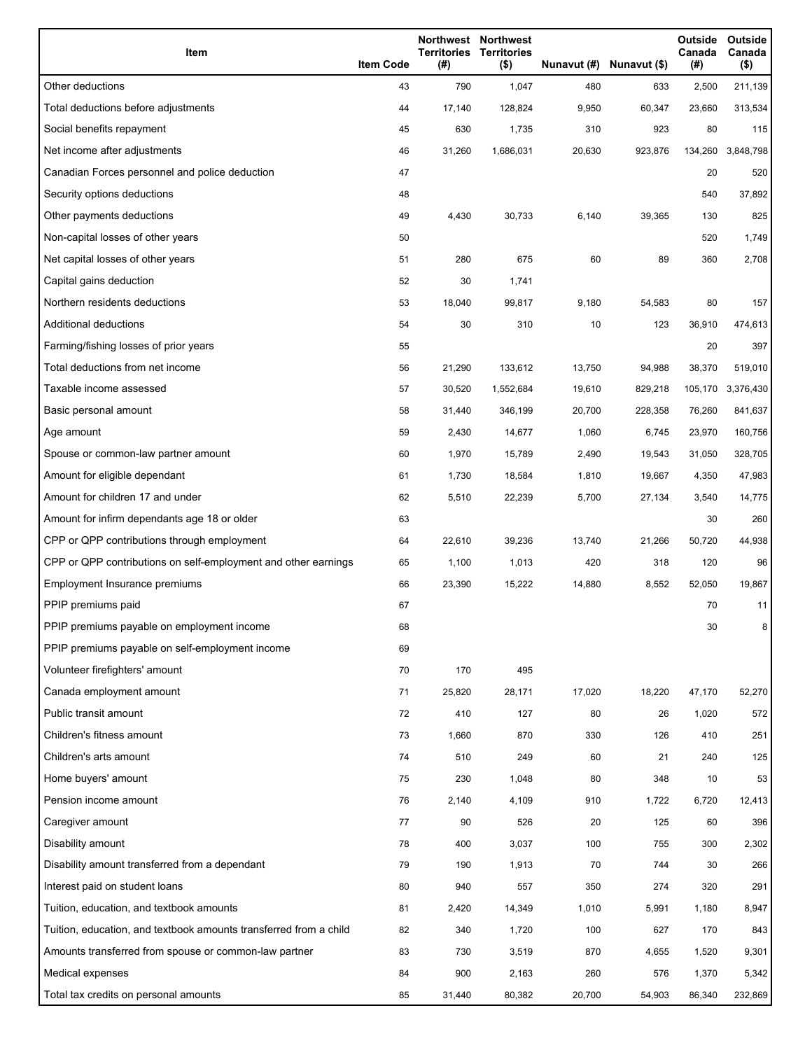| Item | Item Code | Northwest Territories (#) | Northwest Territories ($) | Nunavut (#) | Nunavut ($) | Outside Canada (#) | Outside Canada ($) |
|---|---|---|---|---|---|---|---|
| Other deductions | 43 | 790 | 1,047 | 480 | 633 | 2,500 | 211,139 |
| Total deductions before adjustments | 44 | 17,140 | 128,824 | 9,950 | 60,347 | 23,660 | 313,534 |
| Social benefits repayment | 45 | 630 | 1,735 | 310 | 923 | 80 | 115 |
| Net income after adjustments | 46 | 31,260 | 1,686,031 | 20,630 | 923,876 | 134,260 | 3,848,798 |
| Canadian Forces personnel and police deduction | 47 | | | | | 20 | 520 |
| Security options deductions | 48 | | | | | 540 | 37,892 |
| Other payments deductions | 49 | 4,430 | 30,733 | 6,140 | 39,365 | 130 | 825 |
| Non-capital losses of other years | 50 | | | | | 520 | 1,749 |
| Net capital losses of other years | 51 | 280 | 675 | 60 | 89 | 360 | 2,708 |
| Capital gains deduction | 52 | 30 | 1,741 | | | | |
| Northern residents deductions | 53 | 18,040 | 99,817 | 9,180 | 54,583 | 80 | 157 |
| Additional deductions | 54 | 30 | 310 | 10 | 123 | 36,910 | 474,613 |
| Farming/fishing losses of prior years | 55 | | | | | 20 | 397 |
| Total deductions from net income | 56 | 21,290 | 133,612 | 13,750 | 94,988 | 38,370 | 519,010 |
| Taxable income assessed | 57 | 30,520 | 1,552,684 | 19,610 | 829,218 | 105,170 | 3,376,430 |
| Basic personal amount | 58 | 31,440 | 346,199 | 20,700 | 228,358 | 76,260 | 841,637 |
| Age amount | 59 | 2,430 | 14,677 | 1,060 | 6,745 | 23,970 | 160,756 |
| Spouse or common-law partner amount | 60 | 1,970 | 15,789 | 2,490 | 19,543 | 31,050 | 328,705 |
| Amount for eligible dependant | 61 | 1,730 | 18,584 | 1,810 | 19,667 | 4,350 | 47,983 |
| Amount for children 17 and under | 62 | 5,510 | 22,239 | 5,700 | 27,134 | 3,540 | 14,775 |
| Amount for infirm dependants age 18 or older | 63 | | | | | 30 | 260 |
| CPP or QPP contributions through employment | 64 | 22,610 | 39,236 | 13,740 | 21,266 | 50,720 | 44,938 |
| CPP or QPP contributions on self-employment and other earnings | 65 | 1,100 | 1,013 | 420 | 318 | 120 | 96 |
| Employment Insurance premiums | 66 | 23,390 | 15,222 | 14,880 | 8,552 | 52,050 | 19,867 |
| PPIP premiums paid | 67 | | | | | 70 | 11 |
| PPIP premiums payable on employment income | 68 | | | | | 30 | 8 |
| PPIP premiums payable on self-employment income | 69 | | | | | | |
| Volunteer firefighters' amount | 70 | 170 | 495 | | | | |
| Canada employment amount | 71 | 25,820 | 28,171 | 17,020 | 18,220 | 47,170 | 52,270 |
| Public transit amount | 72 | 410 | 127 | 80 | 26 | 1,020 | 572 |
| Children's fitness amount | 73 | 1,660 | 870 | 330 | 126 | 410 | 251 |
| Children's arts amount | 74 | 510 | 249 | 60 | 21 | 240 | 125 |
| Home buyers' amount | 75 | 230 | 1,048 | 80 | 348 | 10 | 53 |
| Pension income amount | 76 | 2,140 | 4,109 | 910 | 1,722 | 6,720 | 12,413 |
| Caregiver amount | 77 | 90 | 526 | 20 | 125 | 60 | 396 |
| Disability amount | 78 | 400 | 3,037 | 100 | 755 | 300 | 2,302 |
| Disability amount transferred from a dependant | 79 | 190 | 1,913 | 70 | 744 | 30 | 266 |
| Interest paid on student loans | 80 | 940 | 557 | 350 | 274 | 320 | 291 |
| Tuition, education, and textbook amounts | 81 | 2,420 | 14,349 | 1,010 | 5,991 | 1,180 | 8,947 |
| Tuition, education, and textbook amounts transferred from a child | 82 | 340 | 1,720 | 100 | 627 | 170 | 843 |
| Amounts transferred from spouse or common-law partner | 83 | 730 | 3,519 | 870 | 4,655 | 1,520 | 9,301 |
| Medical expenses | 84 | 900 | 2,163 | 260 | 576 | 1,370 | 5,342 |
| Total tax credits on personal amounts | 85 | 31,440 | 80,382 | 20,700 | 54,903 | 86,340 | 232,869 |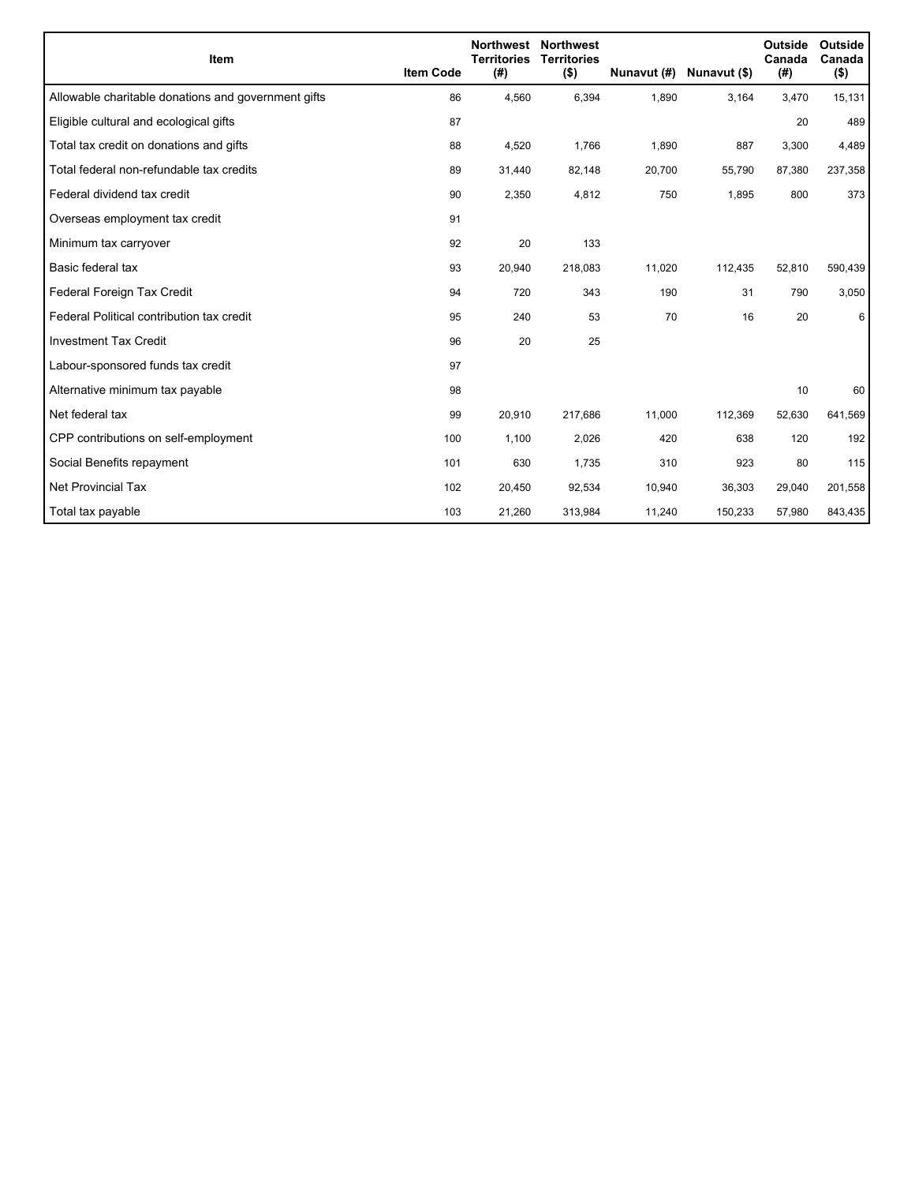| Item | Item Code | Northwest Territories (#) | Northwest Territories ($) | Nunavut (#) | Nunavut ($) | Outside Canada (#) | Outside Canada ($) |
|---|---|---|---|---|---|---|---|
| Allowable charitable donations and government gifts | 86 | 4,560 | 6,394 | 1,890 | 3,164 | 3,470 | 15,131 |
| Eligible cultural and ecological gifts | 87 | | | | | 20 | 489 |
| Total tax credit on donations and gifts | 88 | 4,520 | 1,766 | 1,890 | 887 | 3,300 | 4,489 |
| Total federal non-refundable tax credits | 89 | 31,440 | 82,148 | 20,700 | 55,790 | 87,380 | 237,358 |
| Federal dividend tax credit | 90 | 2,350 | 4,812 | 750 | 1,895 | 800 | 373 |
| Overseas employment tax credit | 91 | | | | | | |
| Minimum tax carryover | 92 | 20 | 133 | | | | |
| Basic federal tax | 93 | 20,940 | 218,083 | 11,020 | 112,435 | 52,810 | 590,439 |
| Federal Foreign Tax Credit | 94 | 720 | 343 | 190 | 31 | 790 | 3,050 |
| Federal Political contribution tax credit | 95 | 240 | 53 | 70 | 16 | 20 | 6 |
| Investment Tax Credit | 96 | 20 | 25 | | | | |
| Labour-sponsored funds tax credit | 97 | | | | | | |
| Alternative minimum tax payable | 98 | | | | | 10 | 60 |
| Net federal tax | 99 | 20,910 | 217,686 | 11,000 | 112,369 | 52,630 | 641,569 |
| CPP contributions on self-employment | 100 | 1,100 | 2,026 | 420 | 638 | 120 | 192 |
| Social Benefits repayment | 101 | 630 | 1,735 | 310 | 923 | 80 | 115 |
| Net Provincial Tax | 102 | 20,450 | 92,534 | 10,940 | 36,303 | 29,040 | 201,558 |
| Total tax payable | 103 | 21,260 | 313,984 | 11,240 | 150,233 | 57,980 | 843,435 |